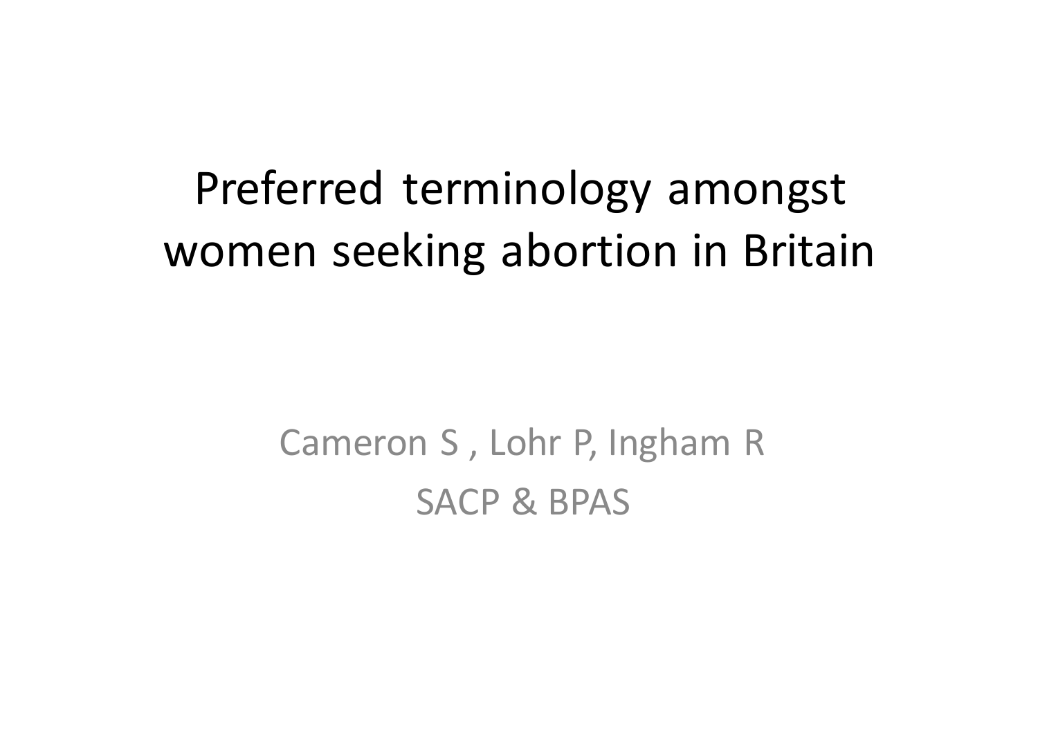# Preferred terminology amongst women seeking abortion in Britain

Cameron S , Lohr P, Ingham R

SACP & BPAS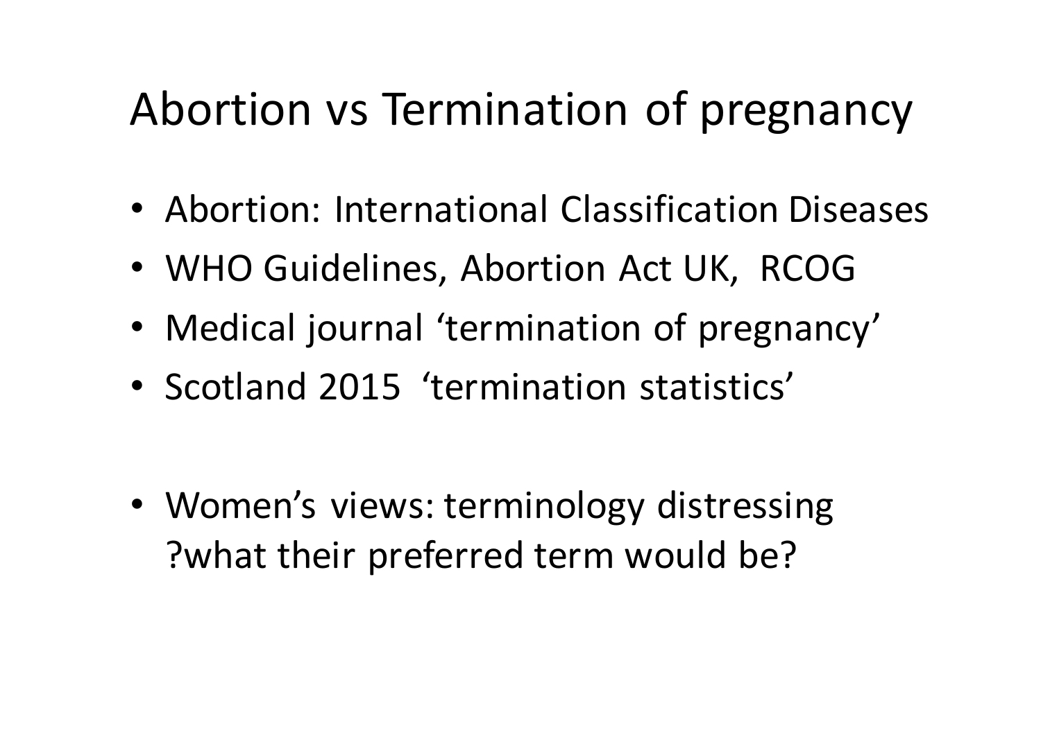# Abortion vs Termination of pregnancy

- Abortion: International Classification Diseases
- WHO Guidelines, Abortion Act UK, RCOG
- Medical journal 'termination of pregnancy'
- Scotland 2015 'termination statistics'

- Women's views: terminology distressing ?what their preferred term would be?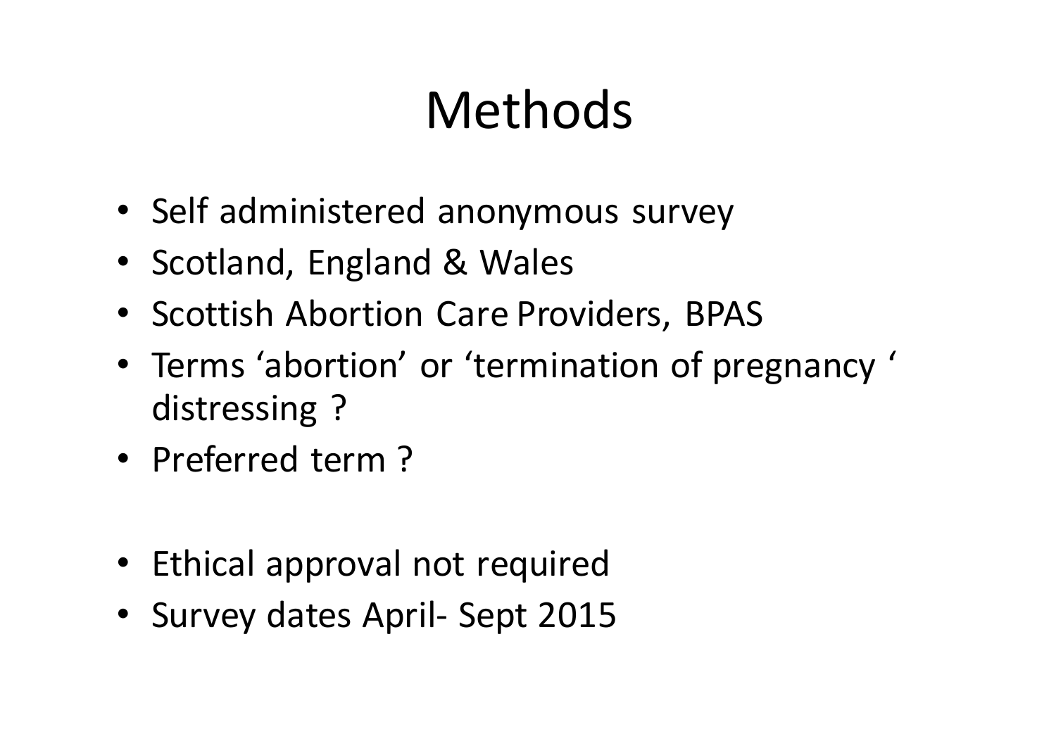# Methods

- Self administered anonymous survey
- Scotland, England & Wales
- Scottish Abortion Care Providers, BPAS
- Terms 'abortion' or 'termination of pregnancy ' distressing ?
- Preferred term ?

- Ethical approval not required
- Survey dates April- Sept 2015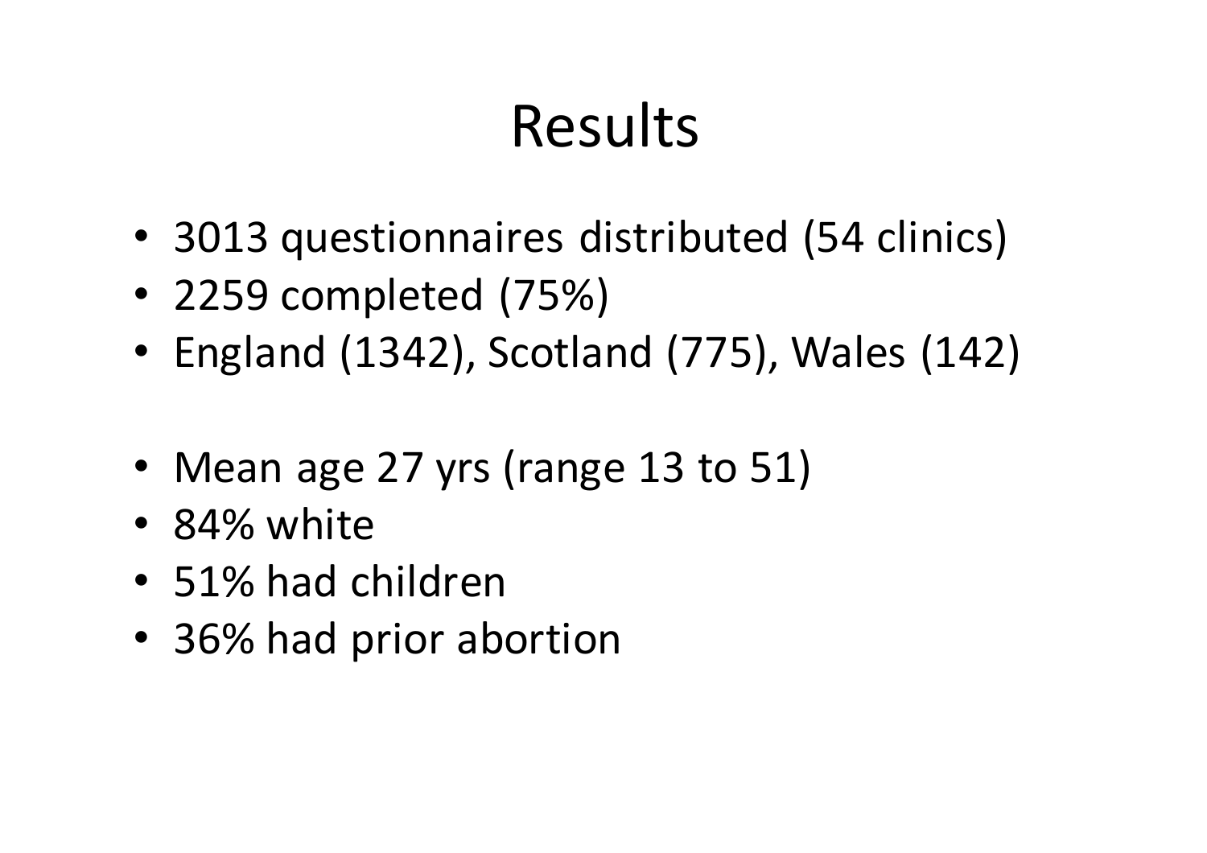# Results

- 3013 questionnaires distributed (54 clinics)
- 2259 completed (75%)
- England (1342), Scotland (775), Wales (142)

- Mean age 27 yrs (range 13 to 51)
- 84% white
- 51% had children
- 36% had prior abortion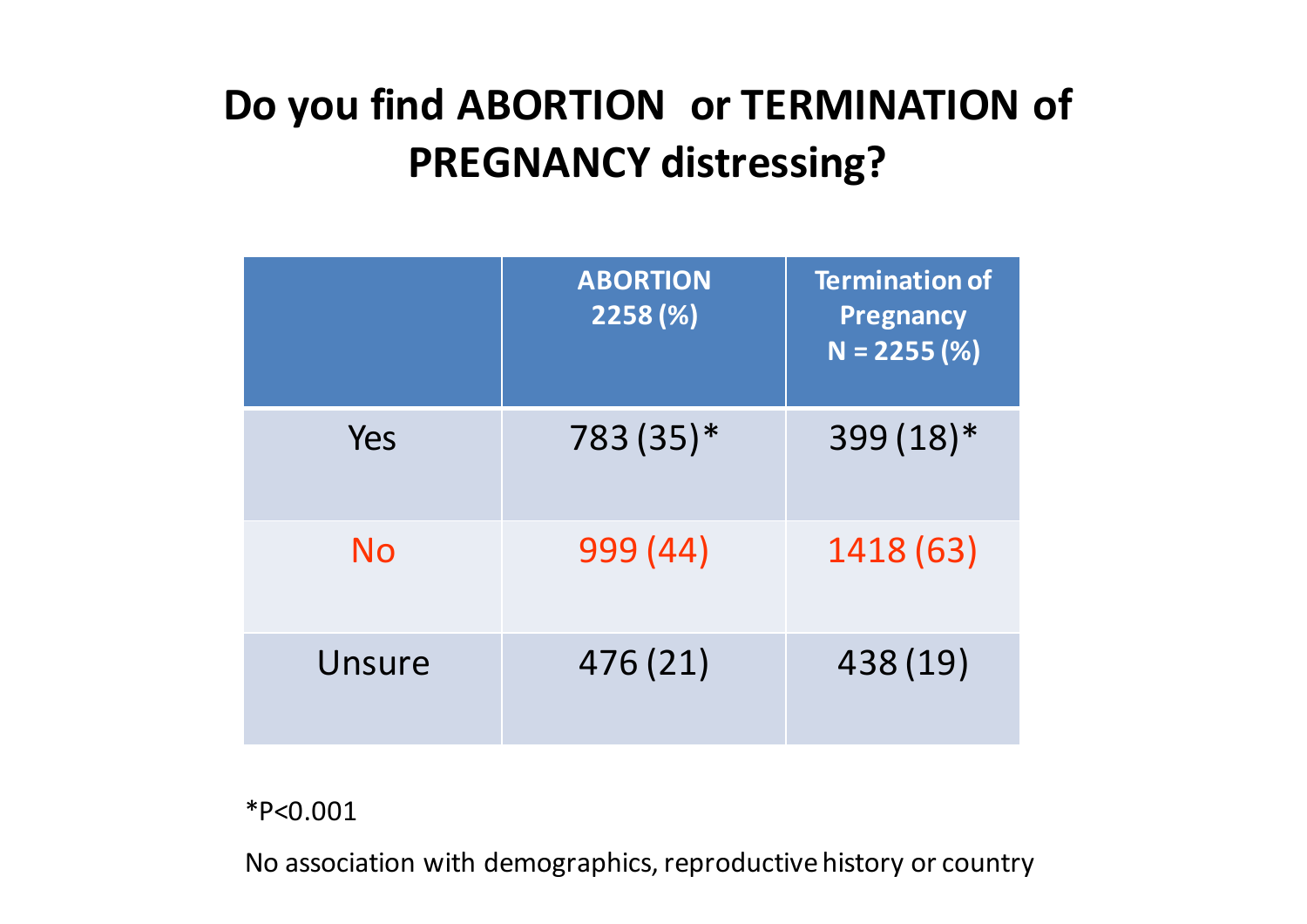# Do you find ABORTION or TERMINATION of PREGNANCY distressing?

| | ABORTION 2258 (%) | Termination of Pregnancy N = 2255 (%) |
|---|---|---|
| Yes | 783 (35)* | 399 (18)* |
| No | 999 (44) | 1418 (63) |
| Unsure | 476 (21) | 438 (19) |

*P<0.001

No association with demographics, reproductive history or country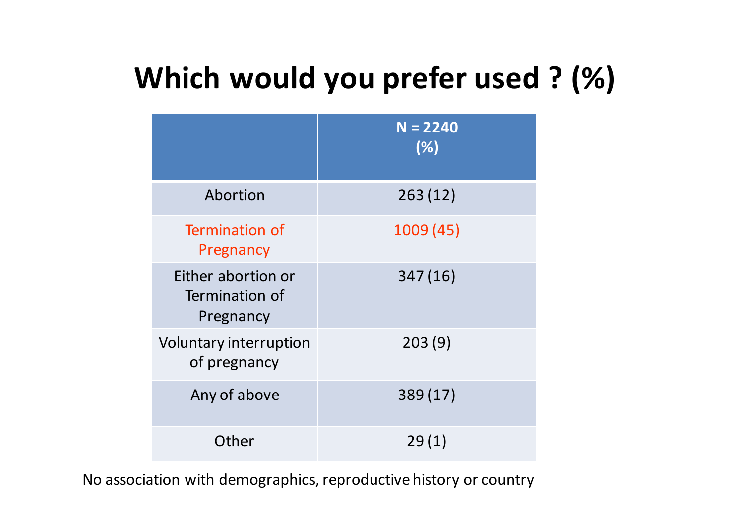# Which would you prefer used ? (%)

| | N = 2240 (%) |
|---|---|
| Abortion | 263 (12) |
| Termination of Pregnancy | 1009 (45) |
| Either abortion or Termination of Pregnancy | 347 (16) |
| Voluntary interruption of pregnancy | 203 (9) |
| Any of above | 389 (17) |
| Other | 29 (1) |

No association with demographics, reproductive history or country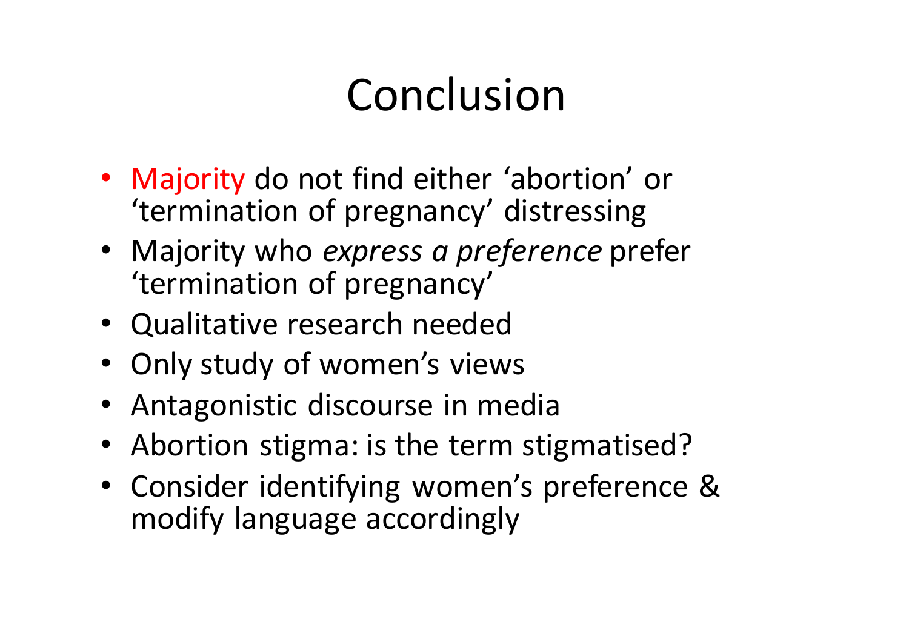# Conclusion

- Majority do not find either 'abortion' or 'termination of pregnancy' distressing
- Majority who *express a preference* prefer 'termination of pregnancy'
- Qualitative research needed
- Only study of women's views
- Antagonistic discourse in media
- Abortion stigma: is the term stigmatised?
- Consider identifying women's preference & modify language accordingly